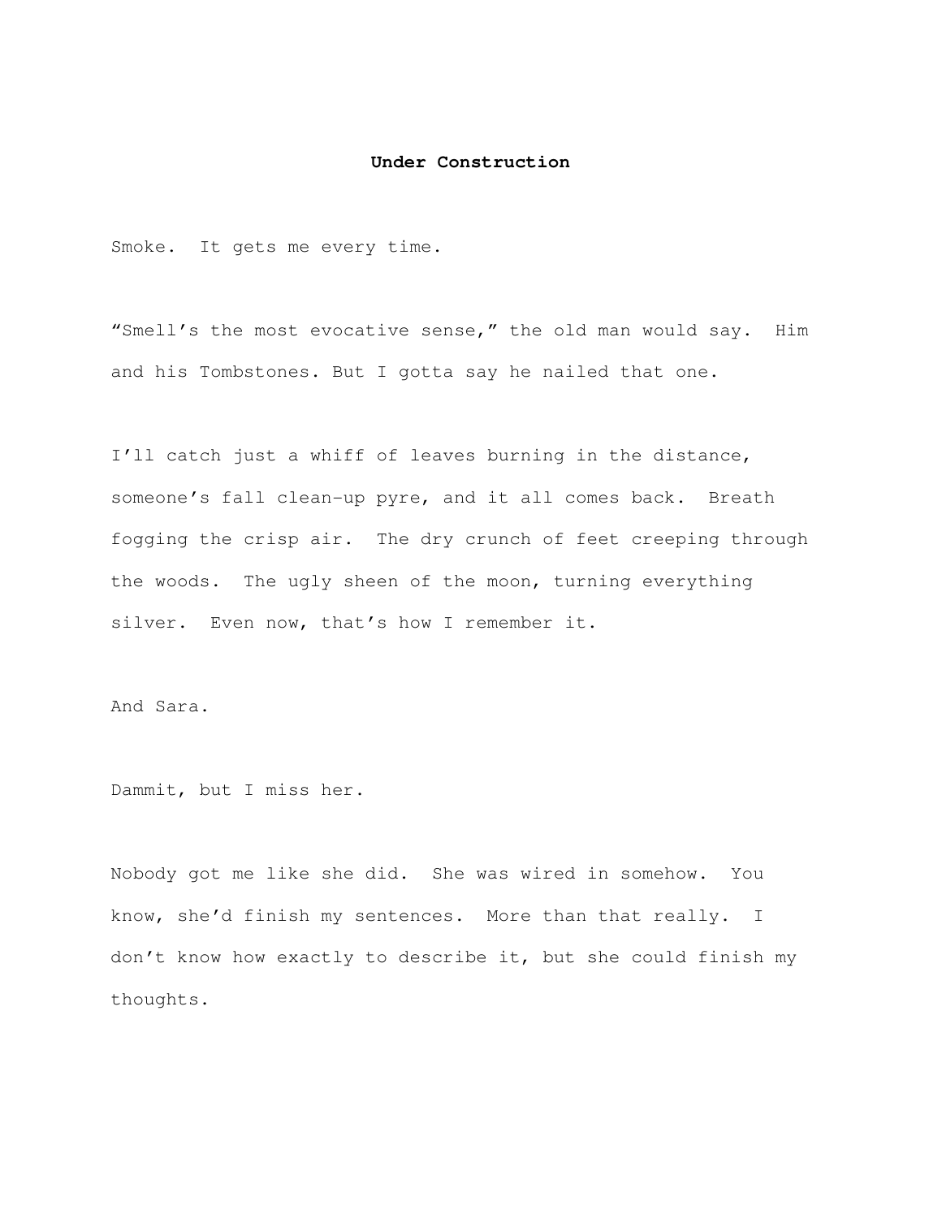# Under Construction

Smoke. It gets me every time.

"Smell's the most evocative sense," the old man would say. Him and his Tombstones. But I gotta say he nailed that one.

I'll catch just a whiff of leaves burning in the distance, someone's fall clean-up pyre, and it all comes back. Breath fogging the crisp air. The dry crunch of feet creeping through the woods. The ugly sheen of the moon, turning everything silver. Even now, that's how I remember it.

And Sara.

Dammit, but I miss her.

Nobody got me like she did. She was wired in somehow. You know, she'd finish my sentences. More than that really. I don't know how exactly to describe it, but she could finish my thoughts.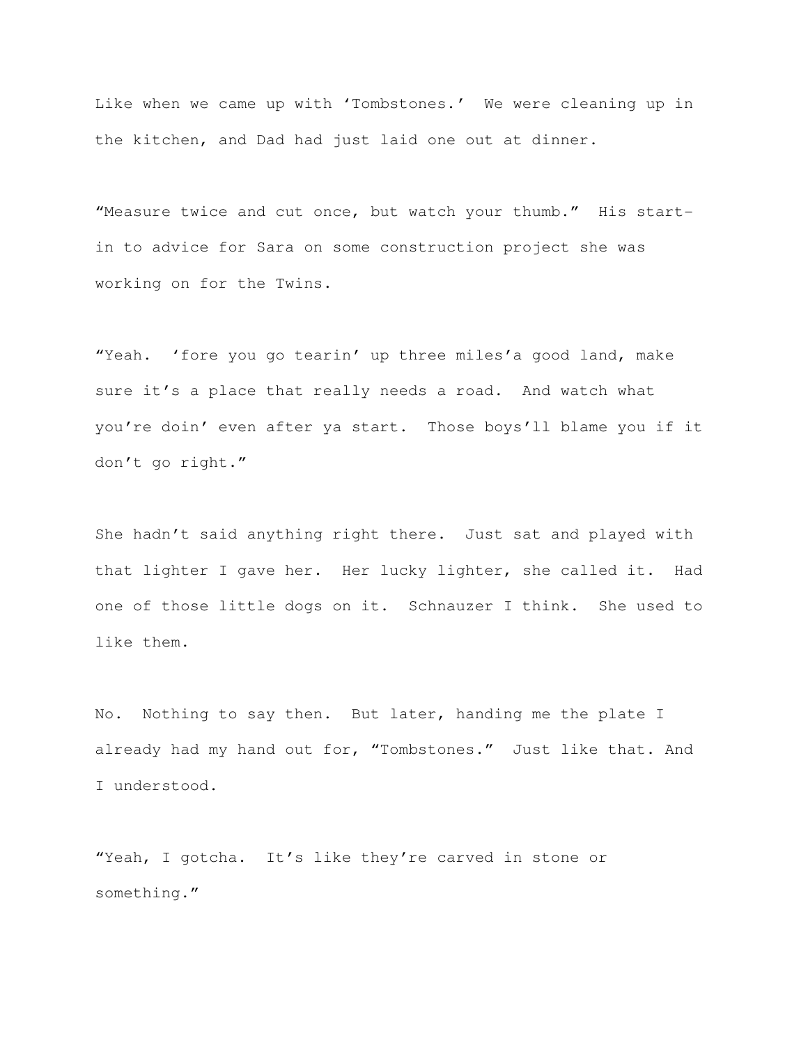Like when we came up with 'Tombstones.' We were cleaning up in the kitchen, and Dad had just laid one out at dinner.

"Measure twice and cut once, but watch your thumb." His start-in to advice for Sara on some construction project she was working on for the Twins.

"Yeah. 'fore you go tearin' up three miles'a good land, make sure it's a place that really needs a road. And watch what you're doin' even after ya start. Those boys'll blame you if it don't go right."

She hadn't said anything right there. Just sat and played with that lighter I gave her. Her lucky lighter, she called it. Had one of those little dogs on it. Schnauzer I think. She used to like them.

No. Nothing to say then. But later, handing me the plate I already had my hand out for, "Tombstones." Just like that. And I understood.

"Yeah, I gotcha. It's like they're carved in stone or something."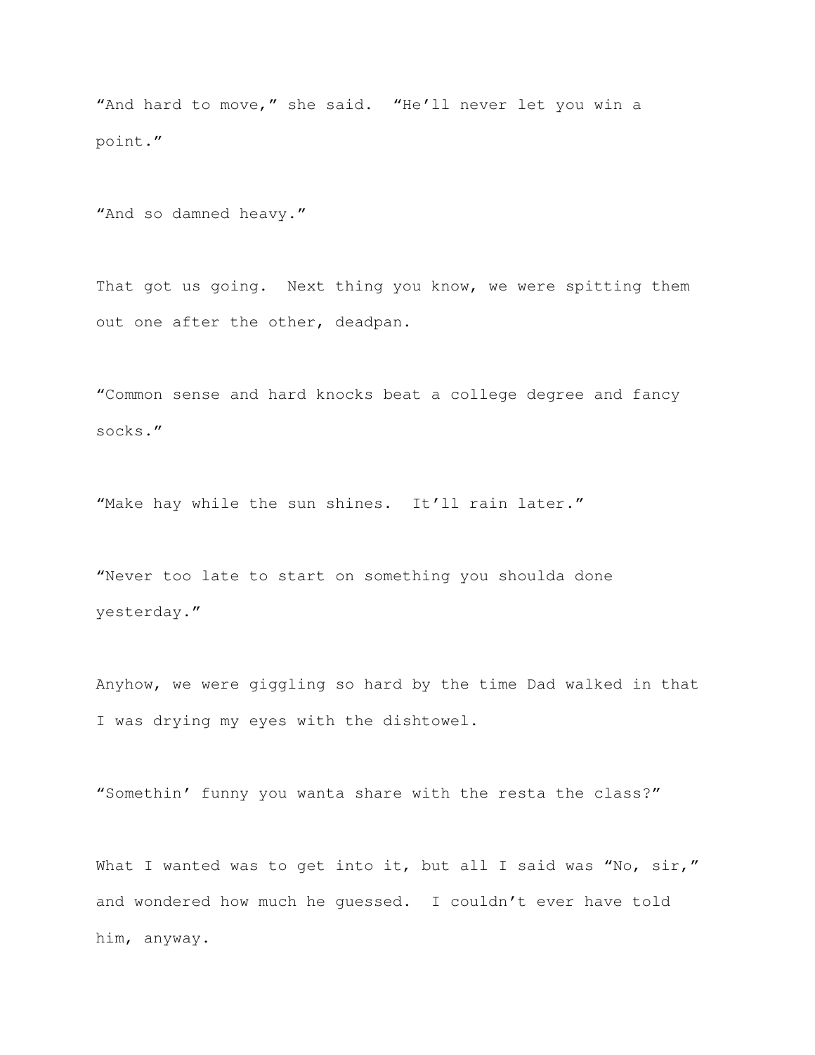"And hard to move," she said. "He'll never let you win a point."

"And so damned heavy."

That got us going. Next thing you know, we were spitting them out one after the other, deadpan.

"Common sense and hard knocks beat a college degree and fancy socks."

"Make hay while the sun shines. It'll rain later."

"Never too late to start on something you shoulda done yesterday."

Anyhow, we were giggling so hard by the time Dad walked in that I was drying my eyes with the dishtowel.

"Somethin' funny you wanta share with the resta the class?"

What I wanted was to get into it, but all I said was "No, sir," and wondered how much he guessed. I couldn't ever have told him, anyway.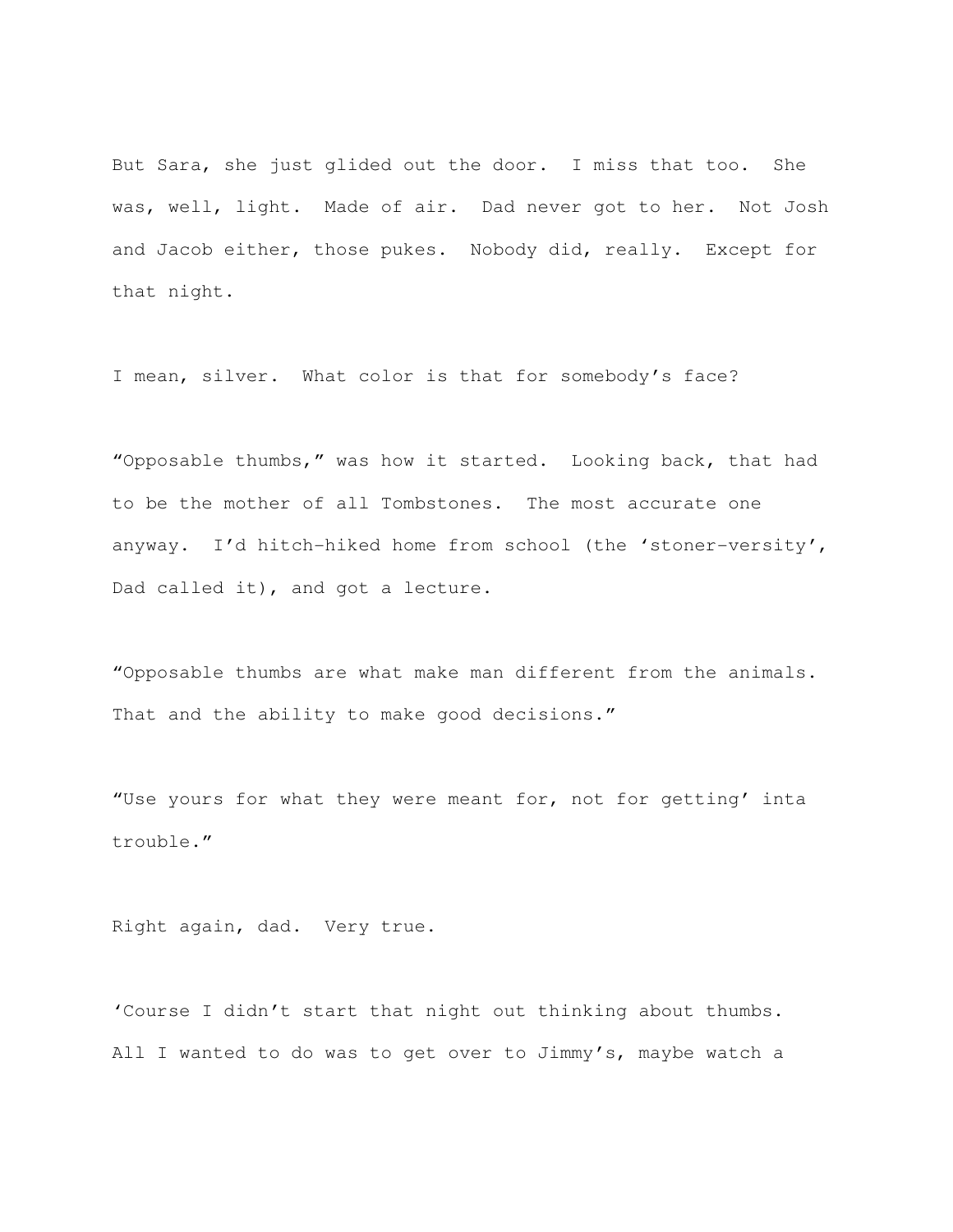But Sara, she just glided out the door. I miss that too. She was, well, light. Made of air. Dad never got to her. Not Josh and Jacob either, those pukes. Nobody did, really. Except for that night.

I mean, silver. What color is that for somebody's face?

"Opposable thumbs," was how it started. Looking back, that had to be the mother of all Tombstones. The most accurate one anyway. I'd hitch-hiked home from school (the 'stoner-versity', Dad called it), and got a lecture.

"Opposable thumbs are what make man different from the animals. That and the ability to make good decisions."

"Use yours for what they were meant for, not for getting' inta trouble."

Right again, dad. Very true.

'Course I didn't start that night out thinking about thumbs. All I wanted to do was to get over to Jimmy's, maybe watch a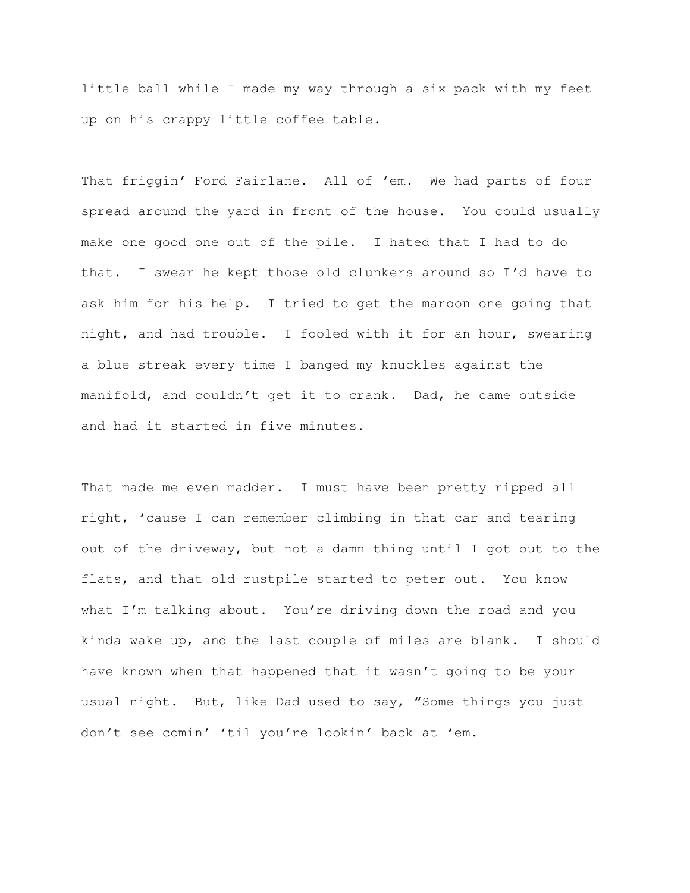little ball while I made my way through a six pack with my feet up on his crappy little coffee table.

That friggin' Ford Fairlane. All of 'em. We had parts of four spread around the yard in front of the house. You could usually make one good one out of the pile. I hated that I had to do that. I swear he kept those old clunkers around so I'd have to ask him for his help. I tried to get the maroon one going that night, and had trouble. I fooled with it for an hour, swearing a blue streak every time I banged my knuckles against the manifold, and couldn't get it to crank. Dad, he came outside and had it started in five minutes.

That made me even madder. I must have been pretty ripped all right, 'cause I can remember climbing in that car and tearing out of the driveway, but not a damn thing until I got out to the flats, and that old rustpile started to peter out. You know what I'm talking about. You're driving down the road and you kinda wake up, and the last couple of miles are blank. I should have known when that happened that it wasn't going to be your usual night. But, like Dad used to say, "Some things you just don't see comin' 'til you're lookin' back at 'em.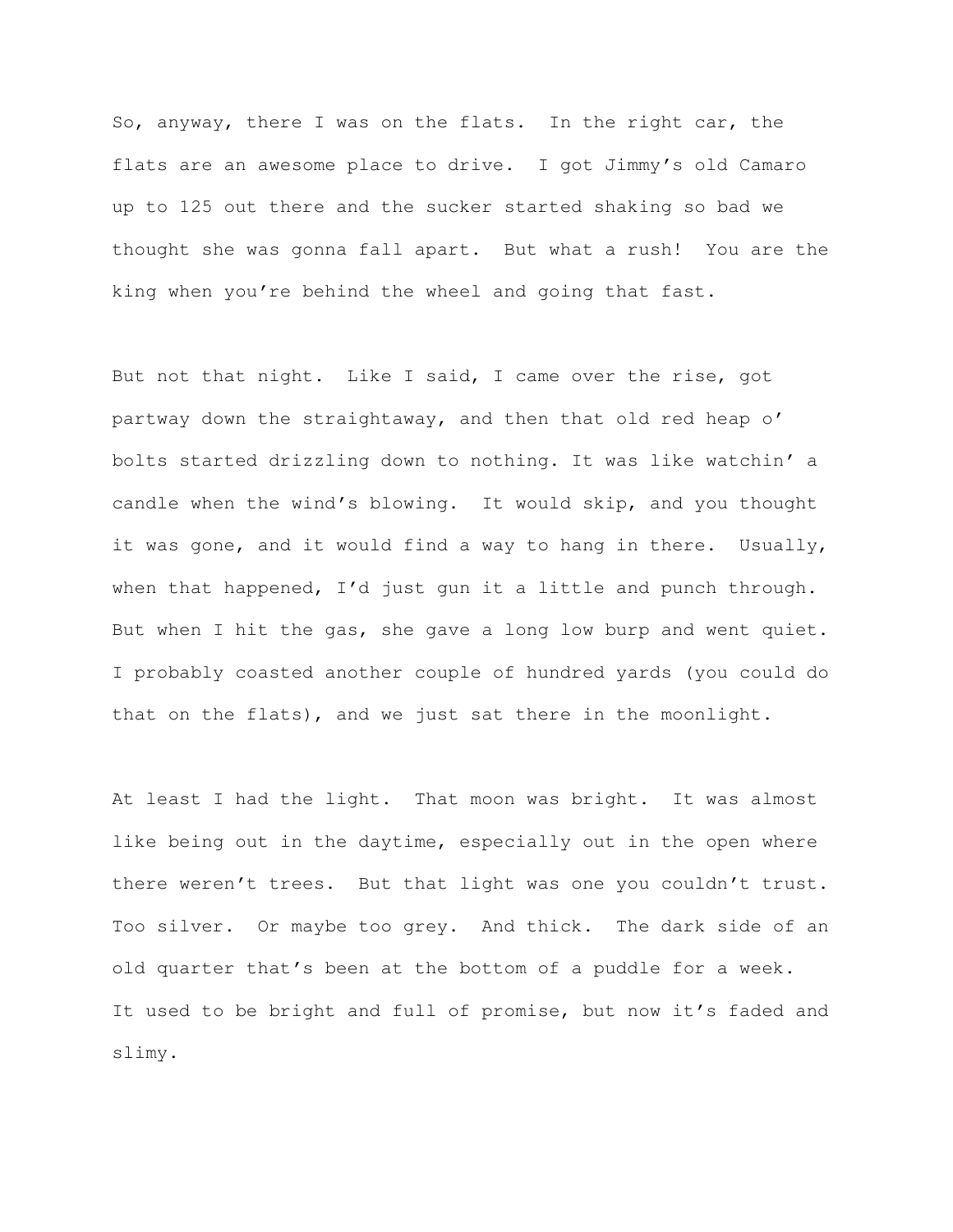So, anyway, there I was on the flats. In the right car, the flats are an awesome place to drive. I got Jimmy's old Camaro up to 125 out there and the sucker started shaking so bad we thought she was gonna fall apart. But what a rush! You are the king when you're behind the wheel and going that fast.

But not that night. Like I said, I came over the rise, got partway down the straightaway, and then that old red heap o' bolts started drizzling down to nothing. It was like watchin' a candle when the wind's blowing. It would skip, and you thought it was gone, and it would find a way to hang in there. Usually, when that happened, I'd just gun it a little and punch through. But when I hit the gas, she gave a long low burp and went quiet. I probably coasted another couple of hundred yards (you could do that on the flats), and we just sat there in the moonlight.

At least I had the light. That moon was bright. It was almost like being out in the daytime, especially out in the open where there weren't trees. But that light was one you couldn't trust. Too silver. Or maybe too grey. And thick. The dark side of an old quarter that's been at the bottom of a puddle for a week. It used to be bright and full of promise, but now it's faded and slimy.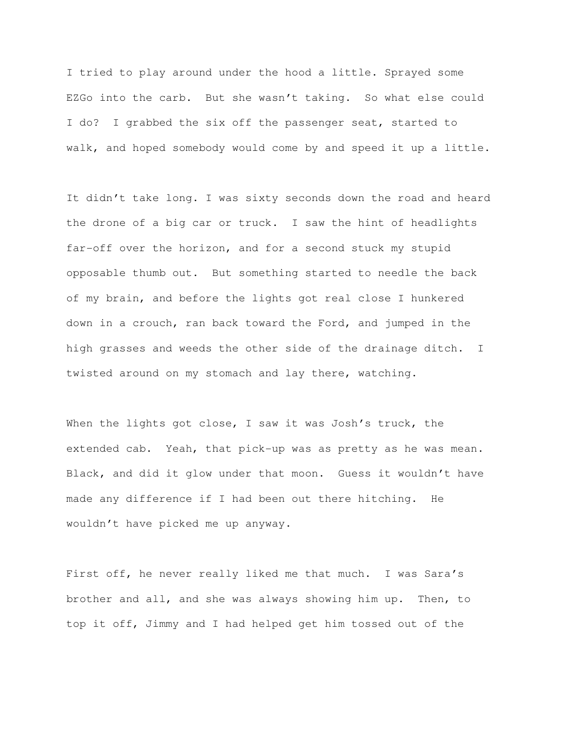I tried to play around under the hood a little. Sprayed some EZGo into the carb. But she wasn't taking. So what else could I do? I grabbed the six off the passenger seat, started to walk, and hoped somebody would come by and speed it up a little.

It didn't take long. I was sixty seconds down the road and heard the drone of a big car or truck. I saw the hint of headlights far-off over the horizon, and for a second stuck my stupid opposable thumb out. But something started to needle the back of my brain, and before the lights got real close I hunkered down in a crouch, ran back toward the Ford, and jumped in the high grasses and weeds the other side of the drainage ditch. I twisted around on my stomach and lay there, watching.

When the lights got close, I saw it was Josh's truck, the extended cab. Yeah, that pick-up was as pretty as he was mean. Black, and did it glow under that moon. Guess it wouldn't have made any difference if I had been out there hitching. He wouldn't have picked me up anyway.

First off, he never really liked me that much. I was Sara's brother and all, and she was always showing him up. Then, to top it off, Jimmy and I had helped get him tossed out of the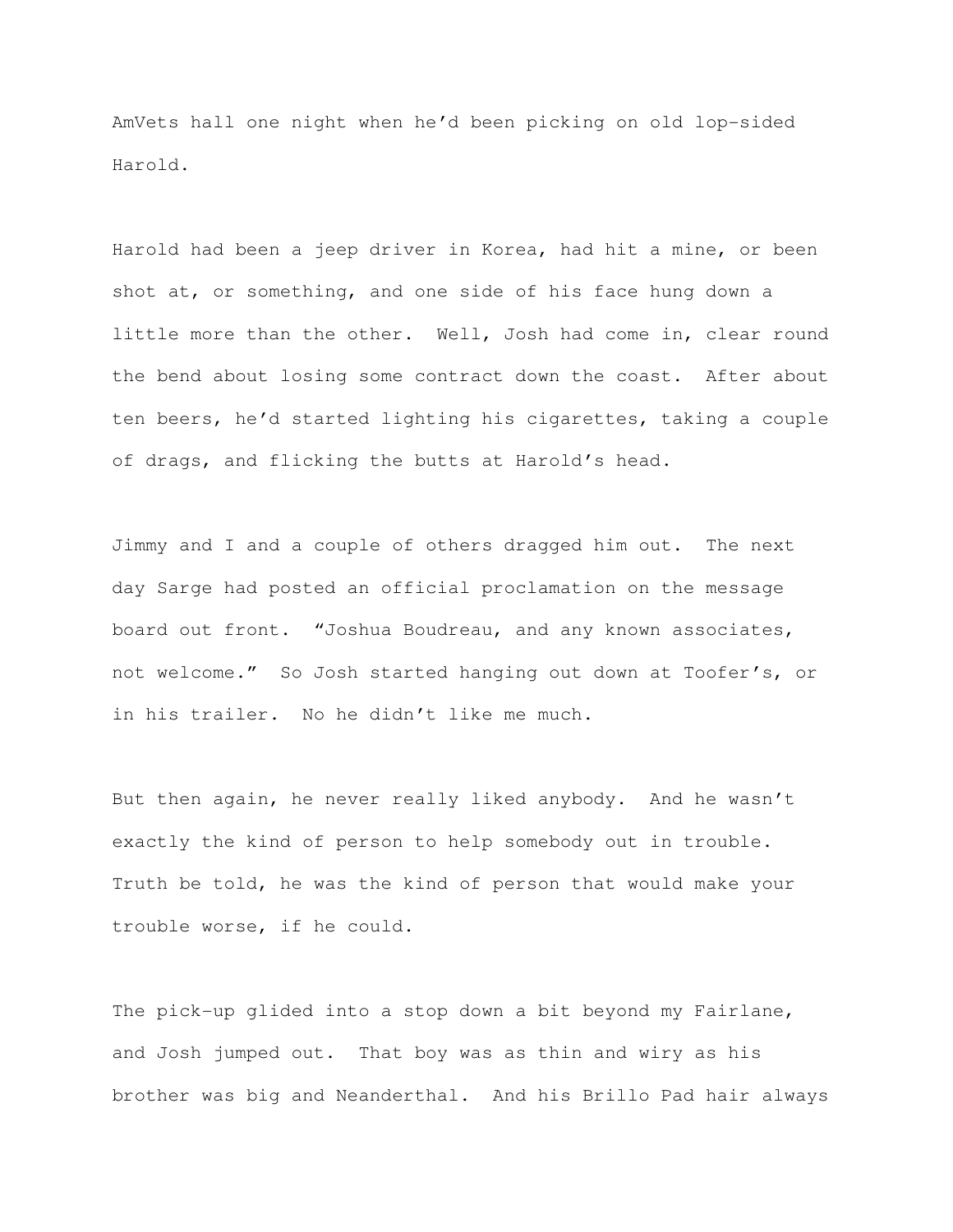AmVets hall one night when he'd been picking on old lop-sided Harold.

Harold had been a jeep driver in Korea, had hit a mine, or been shot at, or something, and one side of his face hung down a little more than the other. Well, Josh had come in, clear round the bend about losing some contract down the coast. After about ten beers, he'd started lighting his cigarettes, taking a couple of drags, and flicking the butts at Harold's head.

Jimmy and I and a couple of others dragged him out. The next day Sarge had posted an official proclamation on the message board out front. "Joshua Boudreau, and any known associates, not welcome." So Josh started hanging out down at Toofer's, or in his trailer. No he didn't like me much.

But then again, he never really liked anybody. And he wasn't exactly the kind of person to help somebody out in trouble. Truth be told, he was the kind of person that would make your trouble worse, if he could.

The pick-up glided into a stop down a bit beyond my Fairlane, and Josh jumped out. That boy was as thin and wiry as his brother was big and Neanderthal. And his Brillo Pad hair always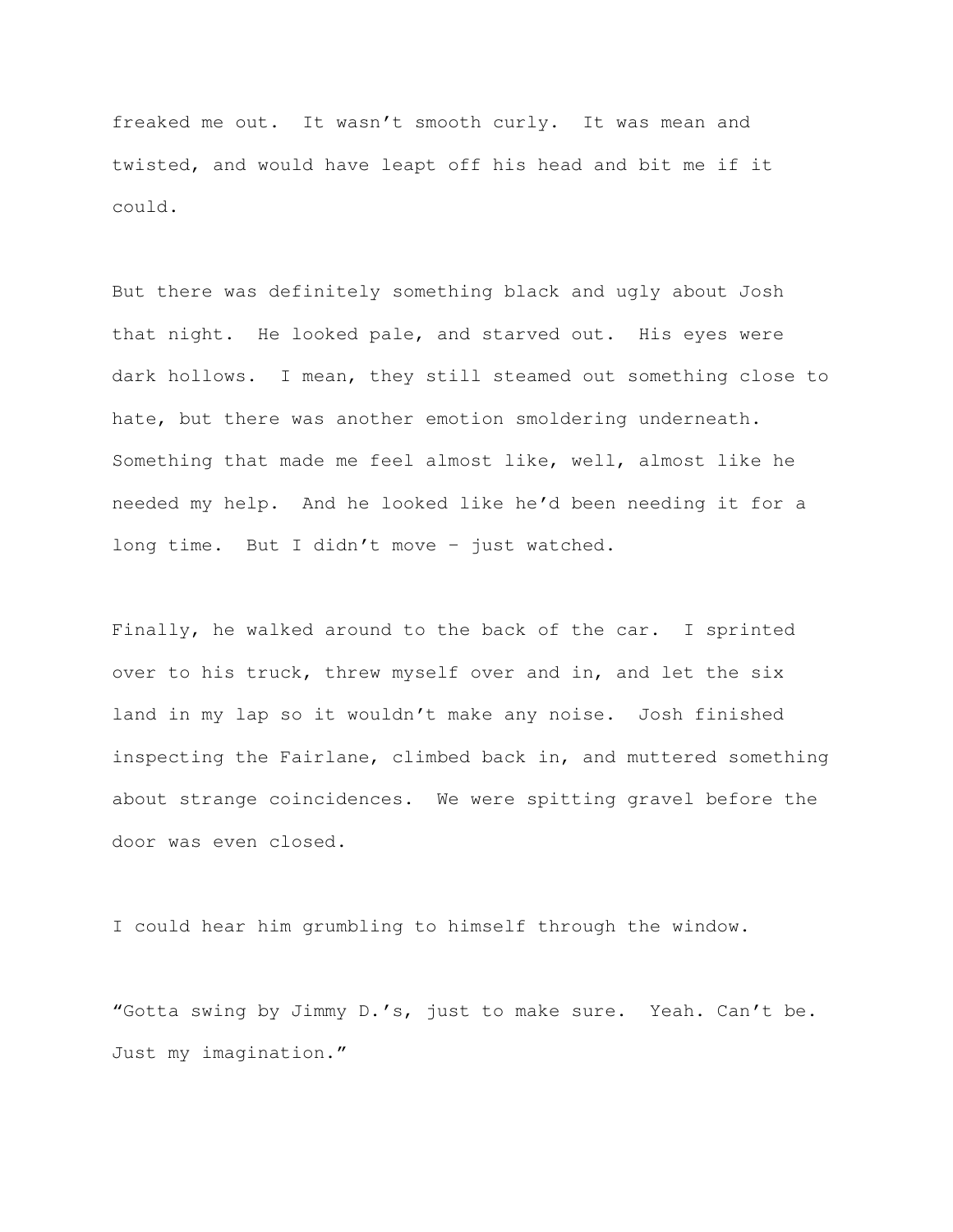freaked me out. It wasn't smooth curly. It was mean and twisted, and would have leapt off his head and bit me if it could.

But there was definitely something black and ugly about Josh that night. He looked pale, and starved out. His eyes were dark hollows. I mean, they still steamed out something close to hate, but there was another emotion smoldering underneath. Something that made me feel almost like, well, almost like he needed my help. And he looked like he'd been needing it for a long time. But I didn't move – just watched.

Finally, he walked around to the back of the car. I sprinted over to his truck, threw myself over and in, and let the six land in my lap so it wouldn't make any noise. Josh finished inspecting the Fairlane, climbed back in, and muttered something about strange coincidences. We were spitting gravel before the door was even closed.

I could hear him grumbling to himself through the window.

"Gotta swing by Jimmy D.'s, just to make sure. Yeah. Can't be. Just my imagination."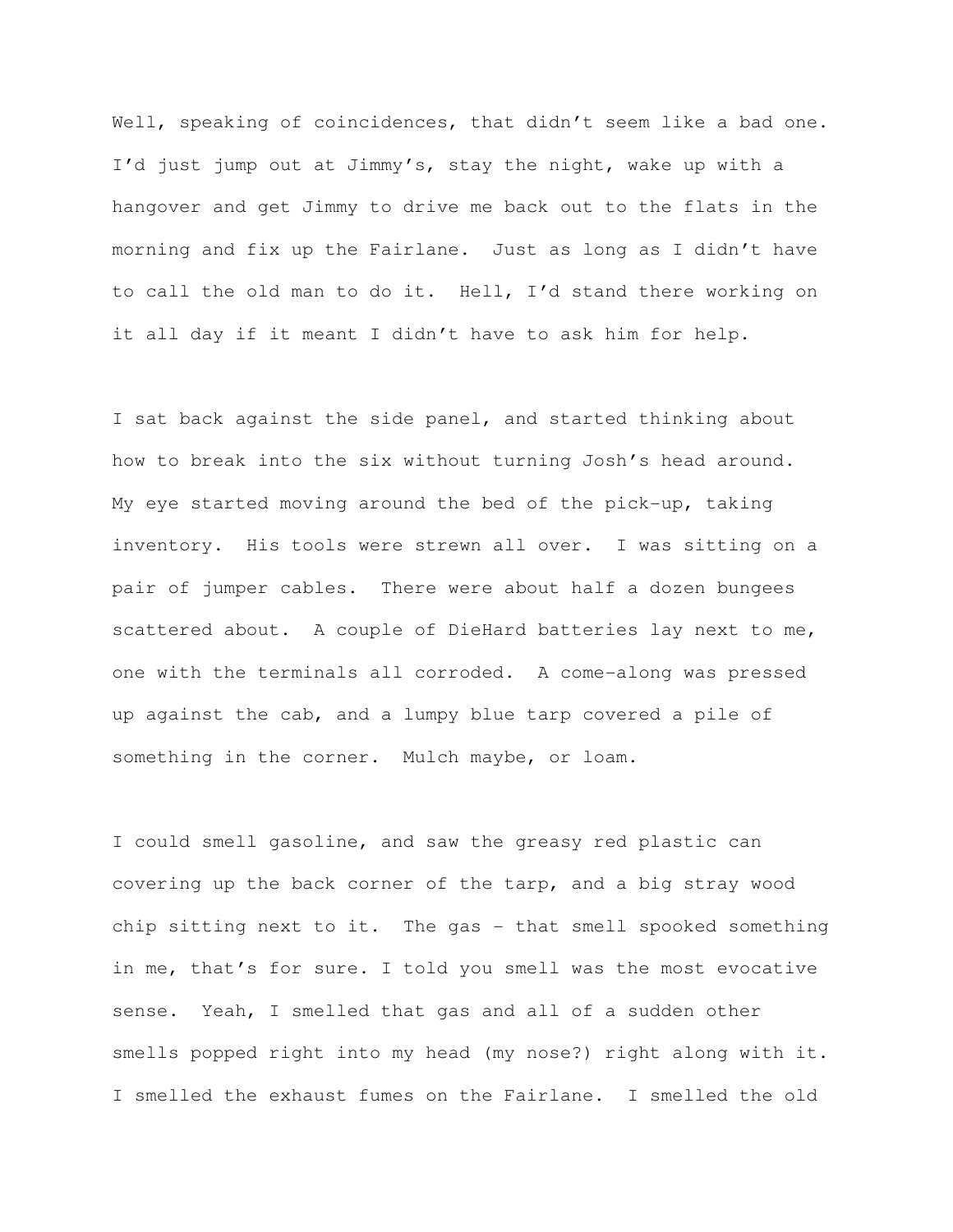Well, speaking of coincidences, that didn't seem like a bad one. I'd just jump out at Jimmy's, stay the night, wake up with a hangover and get Jimmy to drive me back out to the flats in the morning and fix up the Fairlane. Just as long as I didn't have to call the old man to do it. Hell, I'd stand there working on it all day if it meant I didn't have to ask him for help.

I sat back against the side panel, and started thinking about how to break into the six without turning Josh's head around. My eye started moving around the bed of the pick-up, taking inventory. His tools were strewn all over. I was sitting on a pair of jumper cables. There were about half a dozen bungees scattered about. A couple of DieHard batteries lay next to me, one with the terminals all corroded. A come-along was pressed up against the cab, and a lumpy blue tarp covered a pile of something in the corner. Mulch maybe, or loam.

I could smell gasoline, and saw the greasy red plastic can covering up the back corner of the tarp, and a big stray wood chip sitting next to it. The gas – that smell spooked something in me, that's for sure. I told you smell was the most evocative sense. Yeah, I smelled that gas and all of a sudden other smells popped right into my head (my nose?) right along with it. I smelled the exhaust fumes on the Fairlane. I smelled the old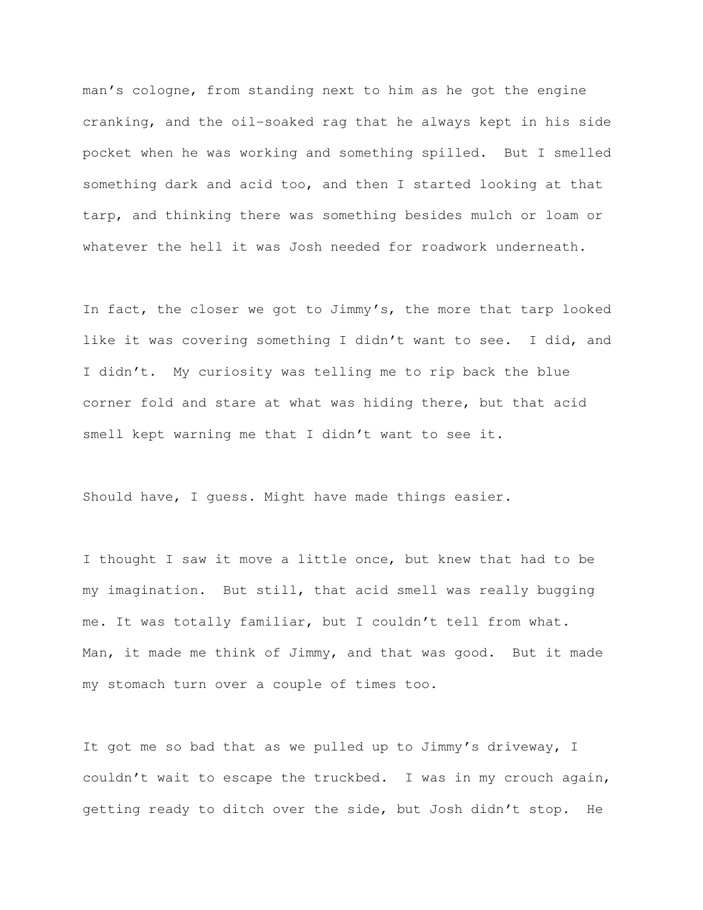man's cologne, from standing next to him as he got the engine cranking, and the oil-soaked rag that he always kept in his side pocket when he was working and something spilled. But I smelled something dark and acid too, and then I started looking at that tarp, and thinking there was something besides mulch or loam or whatever the hell it was Josh needed for roadwork underneath.

In fact, the closer we got to Jimmy's, the more that tarp looked like it was covering something I didn't want to see. I did, and I didn't. My curiosity was telling me to rip back the blue corner fold and stare at what was hiding there, but that acid smell kept warning me that I didn't want to see it.

Should have, I guess. Might have made things easier.

I thought I saw it move a little once, but knew that had to be my imagination. But still, that acid smell was really bugging me. It was totally familiar, but I couldn't tell from what. Man, it made me think of Jimmy, and that was good. But it made my stomach turn over a couple of times too.

It got me so bad that as we pulled up to Jimmy's driveway, I couldn't wait to escape the truckbed. I was in my crouch again, getting ready to ditch over the side, but Josh didn't stop. He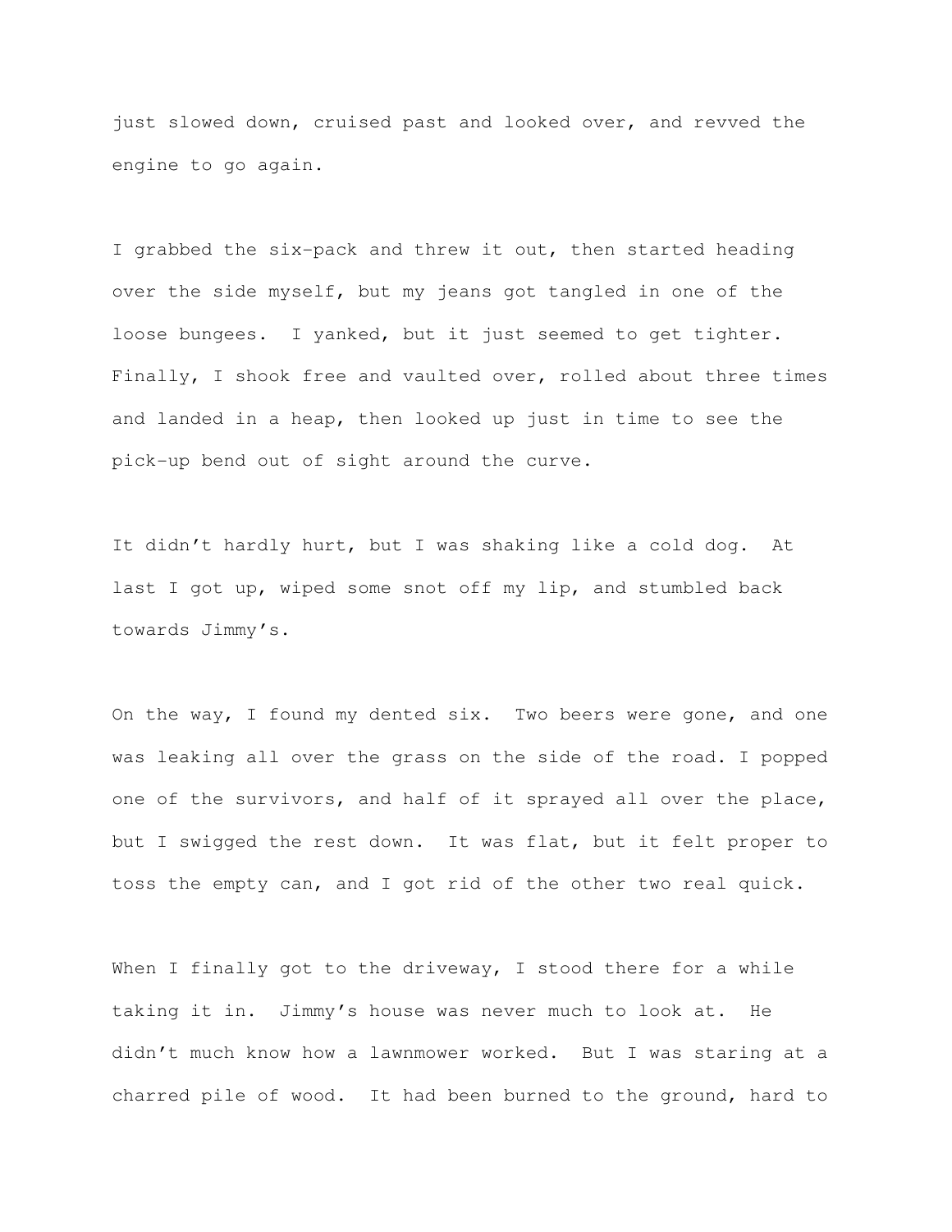just slowed down, cruised past and looked over, and revved the engine to go again.

I grabbed the six-pack and threw it out, then started heading over the side myself, but my jeans got tangled in one of the loose bungees. I yanked, but it just seemed to get tighter. Finally, I shook free and vaulted over, rolled about three times and landed in a heap, then looked up just in time to see the pick-up bend out of sight around the curve.

It didn't hardly hurt, but I was shaking like a cold dog. At last I got up, wiped some snot off my lip, and stumbled back towards Jimmy's.

On the way, I found my dented six. Two beers were gone, and one was leaking all over the grass on the side of the road. I popped one of the survivors, and half of it sprayed all over the place, but I swigged the rest down. It was flat, but it felt proper to toss the empty can, and I got rid of the other two real quick.

When I finally got to the driveway, I stood there for a while taking it in. Jimmy's house was never much to look at. He didn't much know how a lawnmower worked. But I was staring at a charred pile of wood. It had been burned to the ground, hard to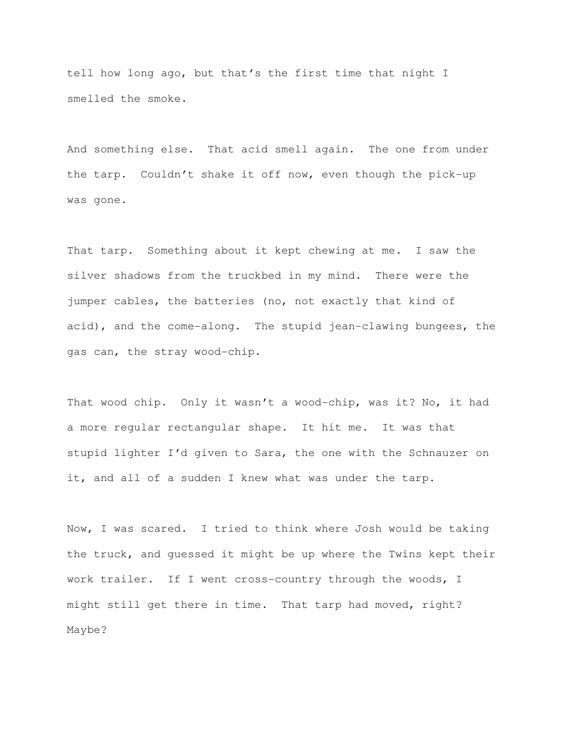tell how long ago, but that's the first time that night I smelled the smoke.

And something else. That acid smell again. The one from under the tarp. Couldn't shake it off now, even though the pick-up was gone.

That tarp. Something about it kept chewing at me. I saw the silver shadows from the truckbed in my mind. There were the jumper cables, the batteries (no, not exactly that kind of acid), and the come-along. The stupid jean-clawing bungees, the gas can, the stray wood-chip.

That wood chip. Only it wasn't a wood-chip, was it? No, it had a more regular rectangular shape. It hit me. It was that stupid lighter I'd given to Sara, the one with the Schnauzer on it, and all of a sudden I knew what was under the tarp.

Now, I was scared. I tried to think where Josh would be taking the truck, and guessed it might be up where the Twins kept their work trailer. If I went cross-country through the woods, I might still get there in time. That tarp had moved, right? Maybe?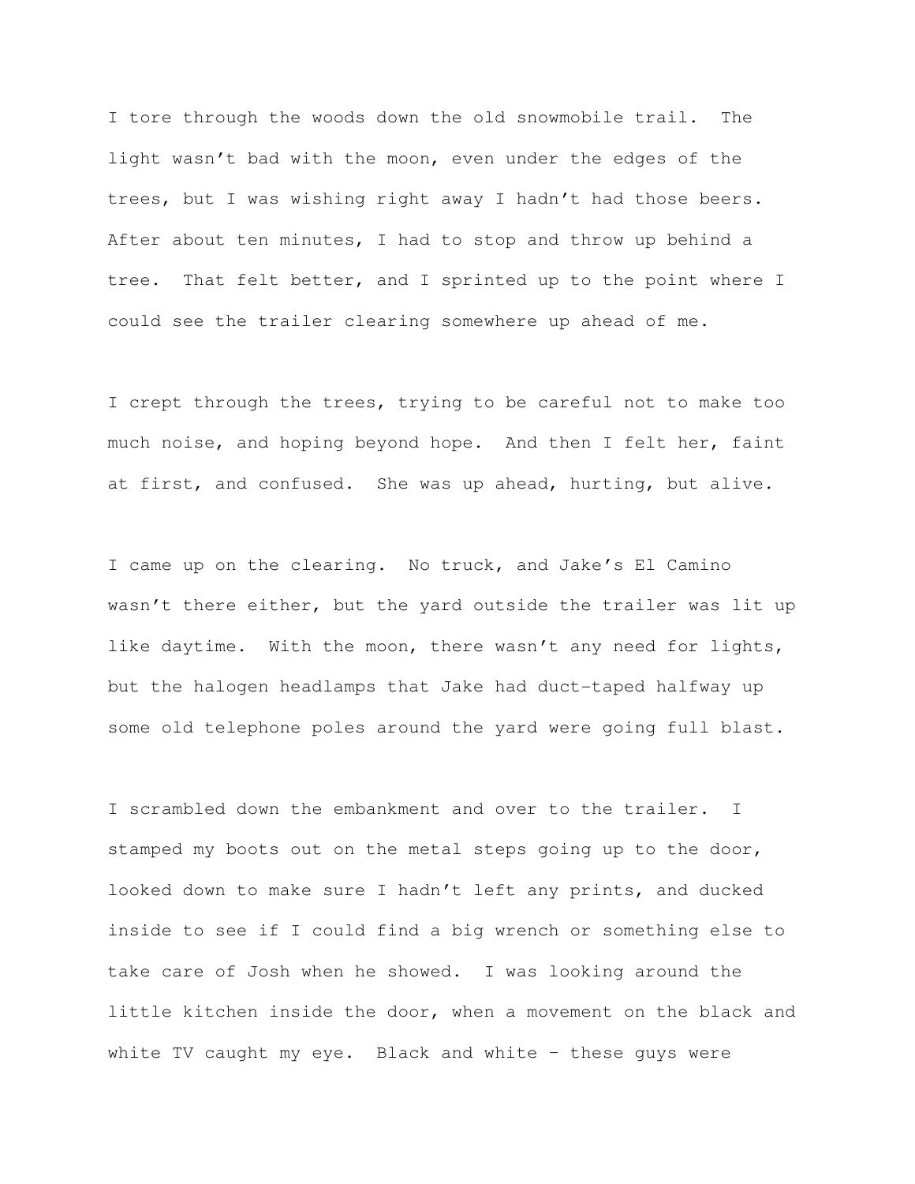I tore through the woods down the old snowmobile trail. The light wasn't bad with the moon, even under the edges of the trees, but I was wishing right away I hadn't had those beers. After about ten minutes, I had to stop and throw up behind a tree. That felt better, and I sprinted up to the point where I could see the trailer clearing somewhere up ahead of me.

I crept through the trees, trying to be careful not to make too much noise, and hoping beyond hope. And then I felt her, faint at first, and confused. She was up ahead, hurting, but alive.

I came up on the clearing. No truck, and Jake's El Camino wasn't there either, but the yard outside the trailer was lit up like daytime. With the moon, there wasn't any need for lights, but the halogen headlamps that Jake had duct-taped halfway up some old telephone poles around the yard were going full blast.

I scrambled down the embankment and over to the trailer. I stamped my boots out on the metal steps going up to the door, looked down to make sure I hadn't left any prints, and ducked inside to see if I could find a big wrench or something else to take care of Josh when he showed. I was looking around the little kitchen inside the door, when a movement on the black and white TV caught my eye. Black and white – these guys were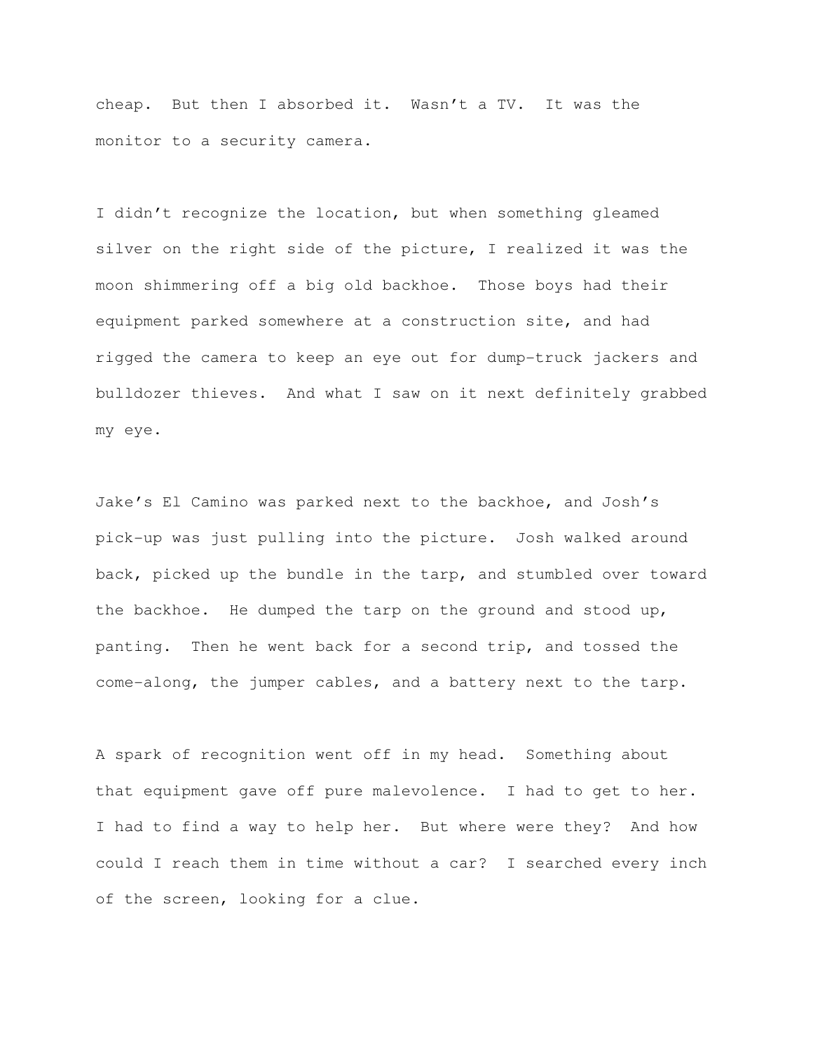cheap. But then I absorbed it. Wasn't a TV. It was the monitor to a security camera.

I didn't recognize the location, but when something gleamed silver on the right side of the picture, I realized it was the moon shimmering off a big old backhoe. Those boys had their equipment parked somewhere at a construction site, and had rigged the camera to keep an eye out for dump-truck jackers and bulldozer thieves. And what I saw on it next definitely grabbed my eye.

Jake's El Camino was parked next to the backhoe, and Josh's pick-up was just pulling into the picture. Josh walked around back, picked up the bundle in the tarp, and stumbled over toward the backhoe. He dumped the tarp on the ground and stood up, panting. Then he went back for a second trip, and tossed the come-along, the jumper cables, and a battery next to the tarp.

A spark of recognition went off in my head. Something about that equipment gave off pure malevolence. I had to get to her. I had to find a way to help her. But where were they? And how could I reach them in time without a car? I searched every inch of the screen, looking for a clue.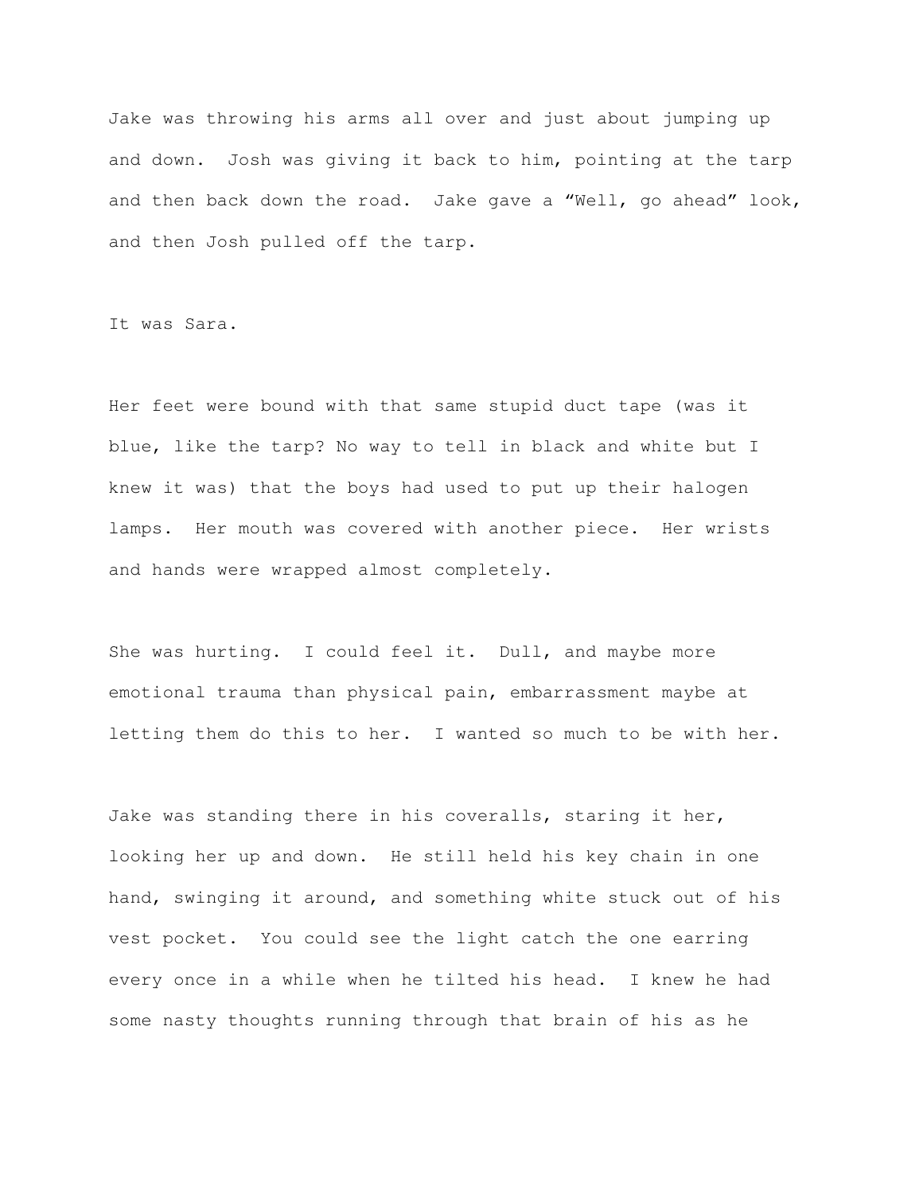Jake was throwing his arms all over and just about jumping up and down.  Josh was giving it back to him, pointing at the tarp and then back down the road.  Jake gave a "Well, go ahead" look, and then Josh pulled off the tarp.

It was Sara.

Her feet were bound with that same stupid duct tape (was it blue, like the tarp? No way to tell in black and white but I knew it was) that the boys had used to put up their halogen lamps.  Her mouth was covered with another piece.  Her wrists and hands were wrapped almost completely.

She was hurting.  I could feel it.  Dull, and maybe more emotional trauma than physical pain, embarrassment maybe at letting them do this to her.  I wanted so much to be with her.

Jake was standing there in his coveralls, staring it her, looking her up and down.  He still held his key chain in one hand, swinging it around, and something white stuck out of his vest pocket.  You could see the light catch the one earring every once in a while when he tilted his head.  I knew he had some nasty thoughts running through that brain of his as he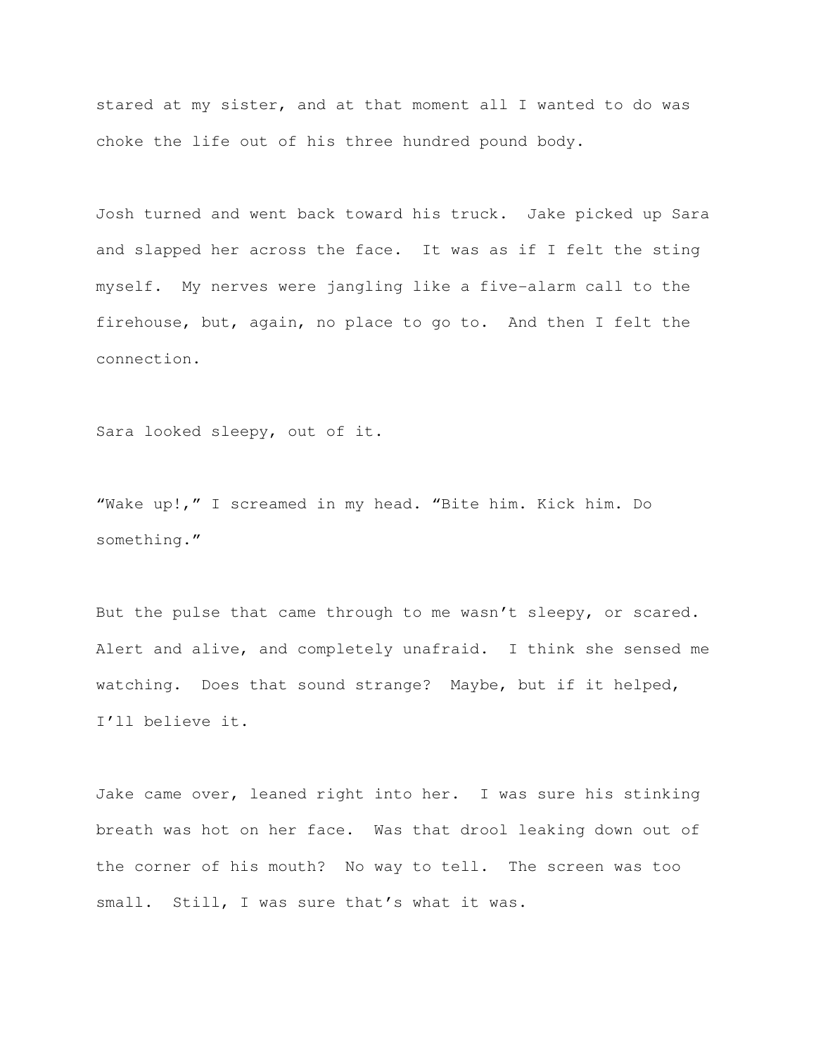stared at my sister, and at that moment all I wanted to do was choke the life out of his three hundred pound body.

Josh turned and went back toward his truck. Jake picked up Sara and slapped her across the face. It was as if I felt the sting myself. My nerves were jangling like a five-alarm call to the firehouse, but, again, no place to go to. And then I felt the connection.

Sara looked sleepy, out of it.

"Wake up!," I screamed in my head. "Bite him. Kick him. Do something."

But the pulse that came through to me wasn't sleepy, or scared. Alert and alive, and completely unafraid. I think she sensed me watching. Does that sound strange? Maybe, but if it helped, I'll believe it.

Jake came over, leaned right into her. I was sure his stinking breath was hot on her face. Was that drool leaking down out of the corner of his mouth? No way to tell. The screen was too small. Still, I was sure that's what it was.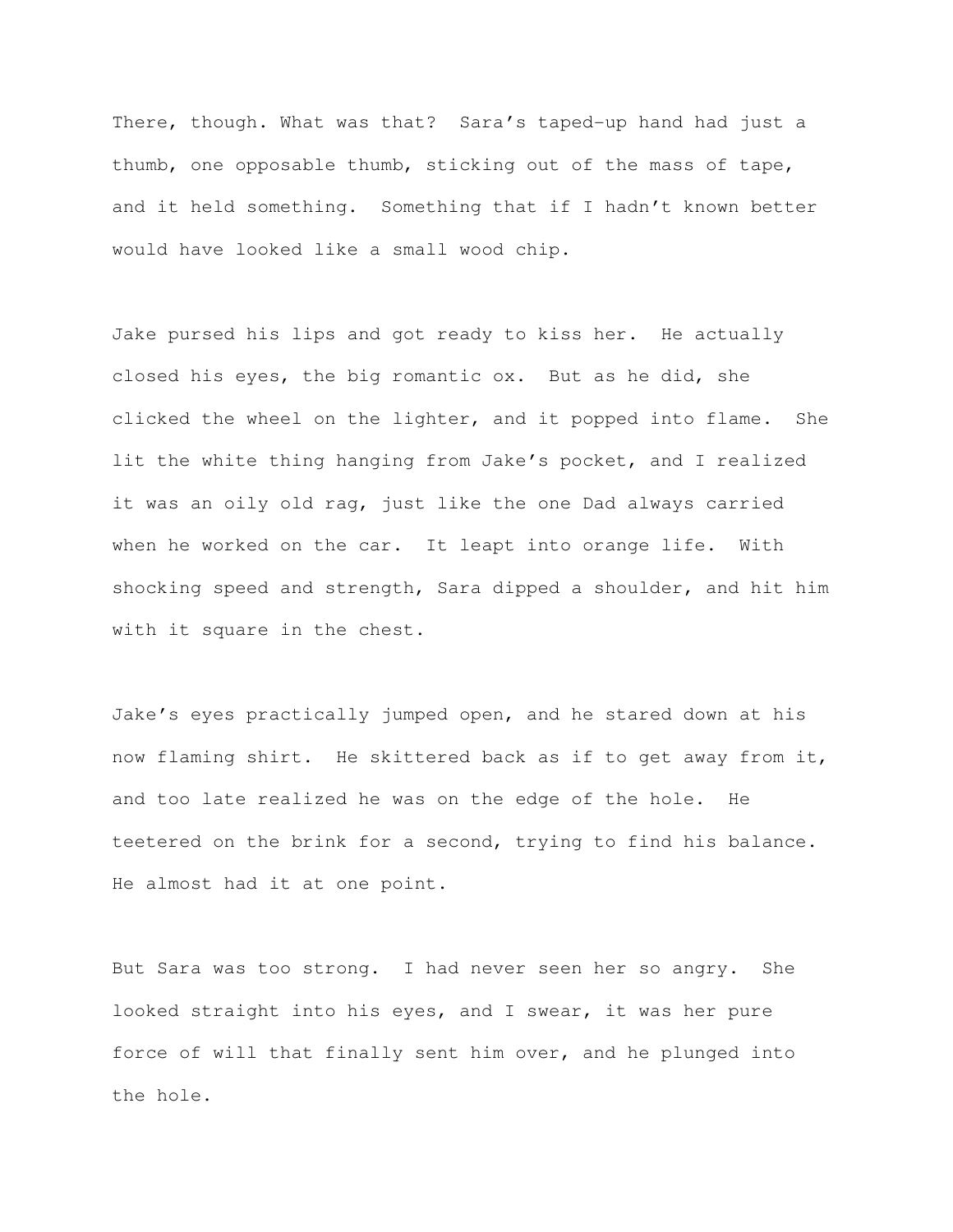There, though. What was that? Sara's taped-up hand had just a thumb, one opposable thumb, sticking out of the mass of tape, and it held something. Something that if I hadn't known better would have looked like a small wood chip.

Jake pursed his lips and got ready to kiss her. He actually closed his eyes, the big romantic ox. But as he did, she clicked the wheel on the lighter, and it popped into flame. She lit the white thing hanging from Jake's pocket, and I realized it was an oily old rag, just like the one Dad always carried when he worked on the car. It leapt into orange life. With shocking speed and strength, Sara dipped a shoulder, and hit him with it square in the chest.

Jake's eyes practically jumped open, and he stared down at his now flaming shirt. He skittered back as if to get away from it, and too late realized he was on the edge of the hole. He teetered on the brink for a second, trying to find his balance. He almost had it at one point.

But Sara was too strong. I had never seen her so angry. She looked straight into his eyes, and I swear, it was her pure force of will that finally sent him over, and he plunged into the hole.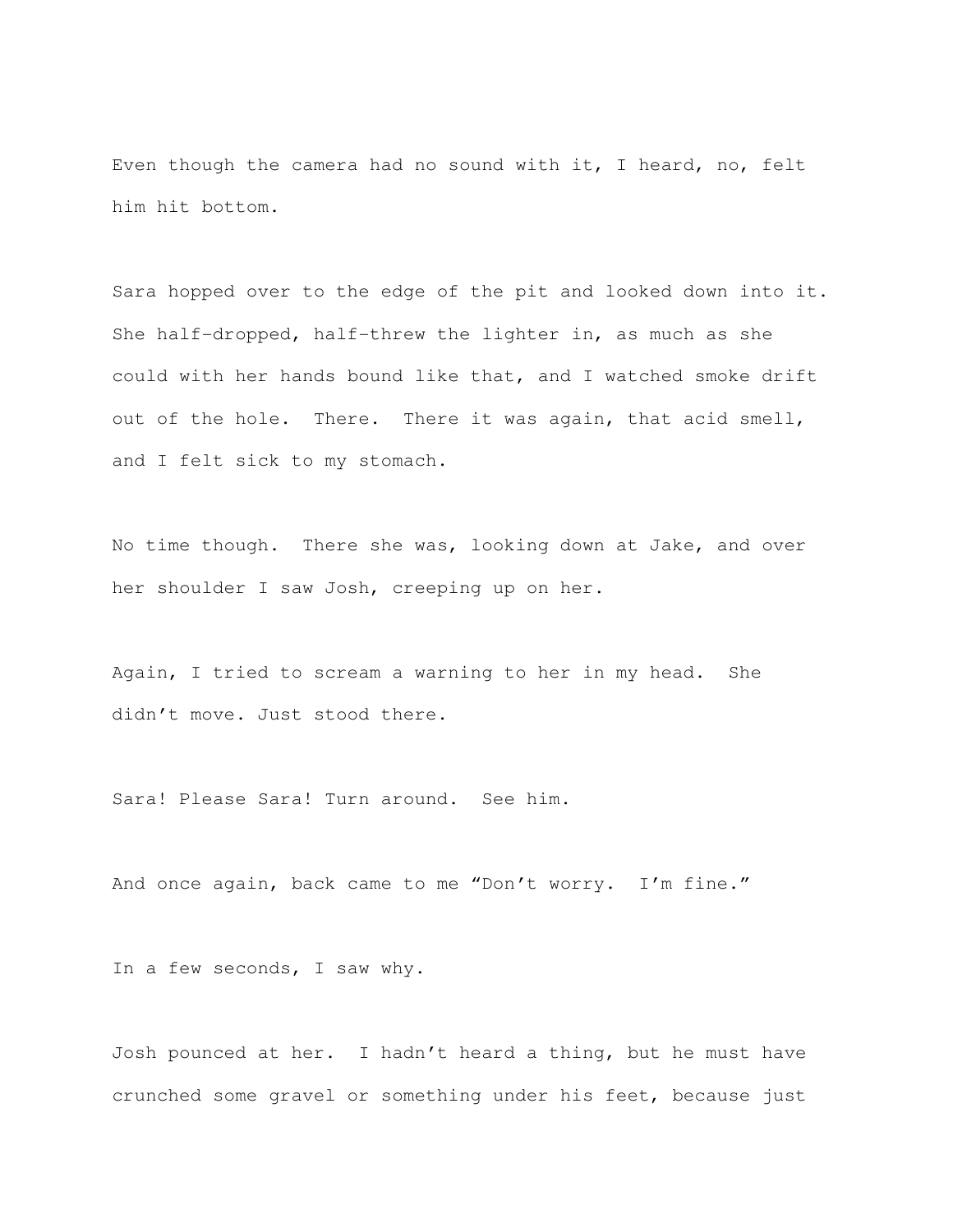Even though the camera had no sound with it, I heard, no, felt him hit bottom.

Sara hopped over to the edge of the pit and looked down into it. She half-dropped, half-threw the lighter in, as much as she could with her hands bound like that, and I watched smoke drift out of the hole.  There.  There it was again, that acid smell, and I felt sick to my stomach.

No time though.  There she was, looking down at Jake, and over her shoulder I saw Josh, creeping up on her.

Again, I tried to scream a warning to her in my head.  She didn't move. Just stood there.

Sara! Please Sara! Turn around.  See him.

And once again, back came to me "Don't worry.  I'm fine."

In a few seconds, I saw why.

Josh pounced at her.  I hadn't heard a thing, but he must have crunched some gravel or something under his feet, because just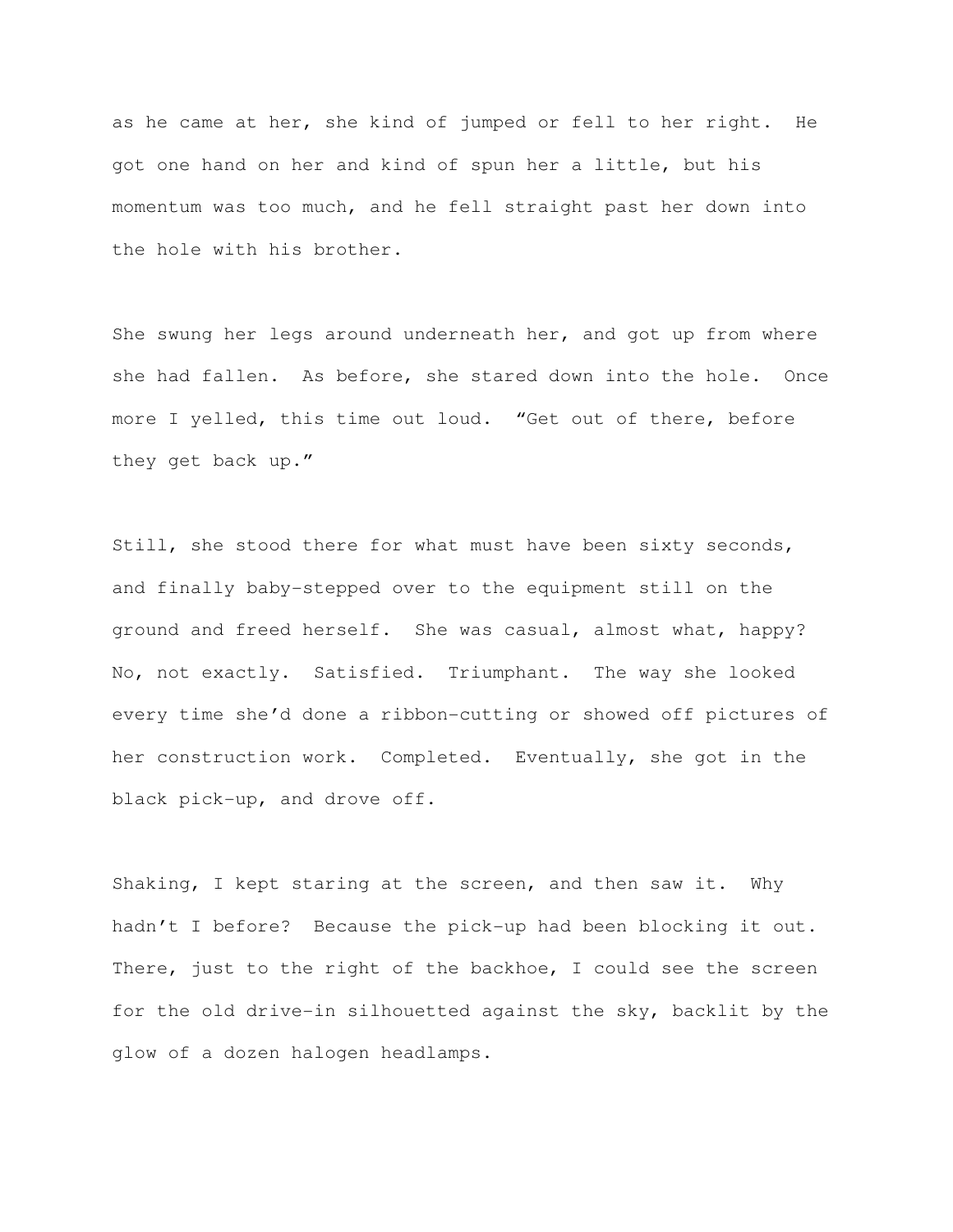as he came at her, she kind of jumped or fell to her right. He got one hand on her and kind of spun her a little, but his momentum was too much, and he fell straight past her down into the hole with his brother.

She swung her legs around underneath her, and got up from where she had fallen. As before, she stared down into the hole. Once more I yelled, this time out loud. “Get out of there, before they get back up.”

Still, she stood there for what must have been sixty seconds, and finally baby-stepped over to the equipment still on the ground and freed herself. She was casual, almost what, happy? No, not exactly. Satisfied. Triumphant. The way she looked every time she’d done a ribbon-cutting or showed off pictures of her construction work. Completed. Eventually, she got in the black pick-up, and drove off.

Shaking, I kept staring at the screen, and then saw it. Why hadn’t I before? Because the pick-up had been blocking it out. There, just to the right of the backhoe, I could see the screen for the old drive-in silhouetted against the sky, backlit by the glow of a dozen halogen headlamps.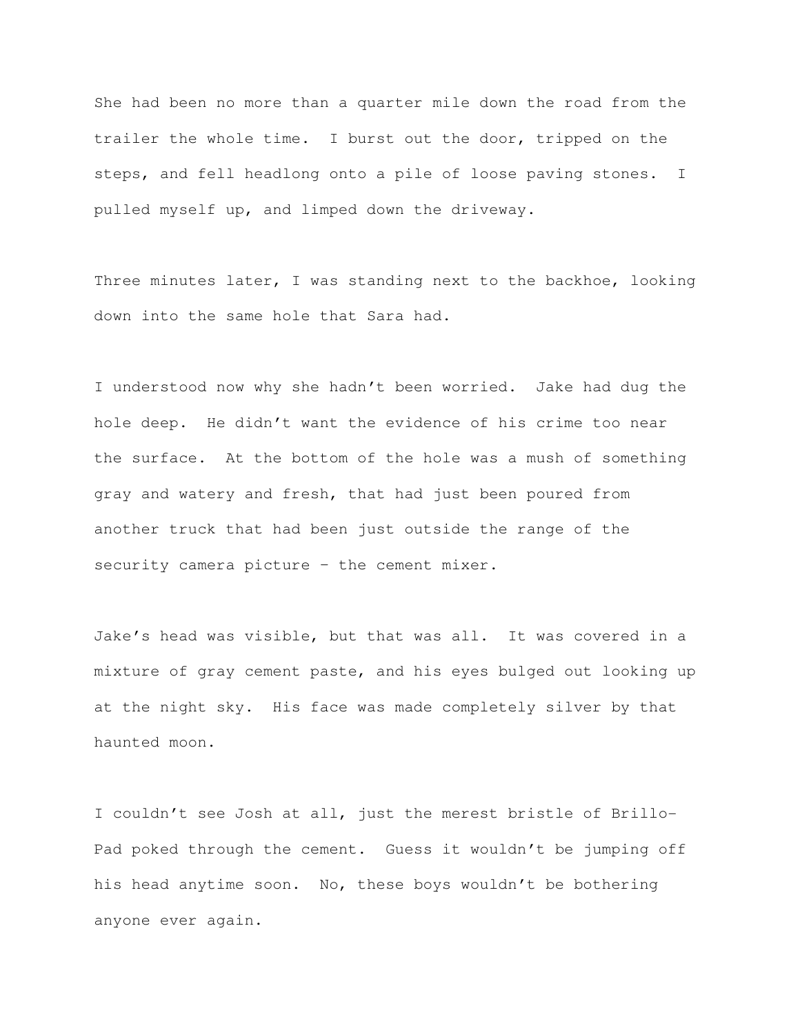She had been no more than a quarter mile down the road from the trailer the whole time. I burst out the door, tripped on the steps, and fell headlong onto a pile of loose paving stones. I pulled myself up, and limped down the driveway.

Three minutes later, I was standing next to the backhoe, looking down into the same hole that Sara had.

I understood now why she hadn't been worried. Jake had dug the hole deep. He didn't want the evidence of his crime too near the surface. At the bottom of the hole was a mush of something gray and watery and fresh, that had just been poured from another truck that had been just outside the range of the security camera picture – the cement mixer.

Jake's head was visible, but that was all. It was covered in a mixture of gray cement paste, and his eyes bulged out looking up at the night sky. His face was made completely silver by that haunted moon.

I couldn't see Josh at all, just the merest bristle of Brillo-Pad poked through the cement. Guess it wouldn't be jumping off his head anytime soon. No, these boys wouldn't be bothering anyone ever again.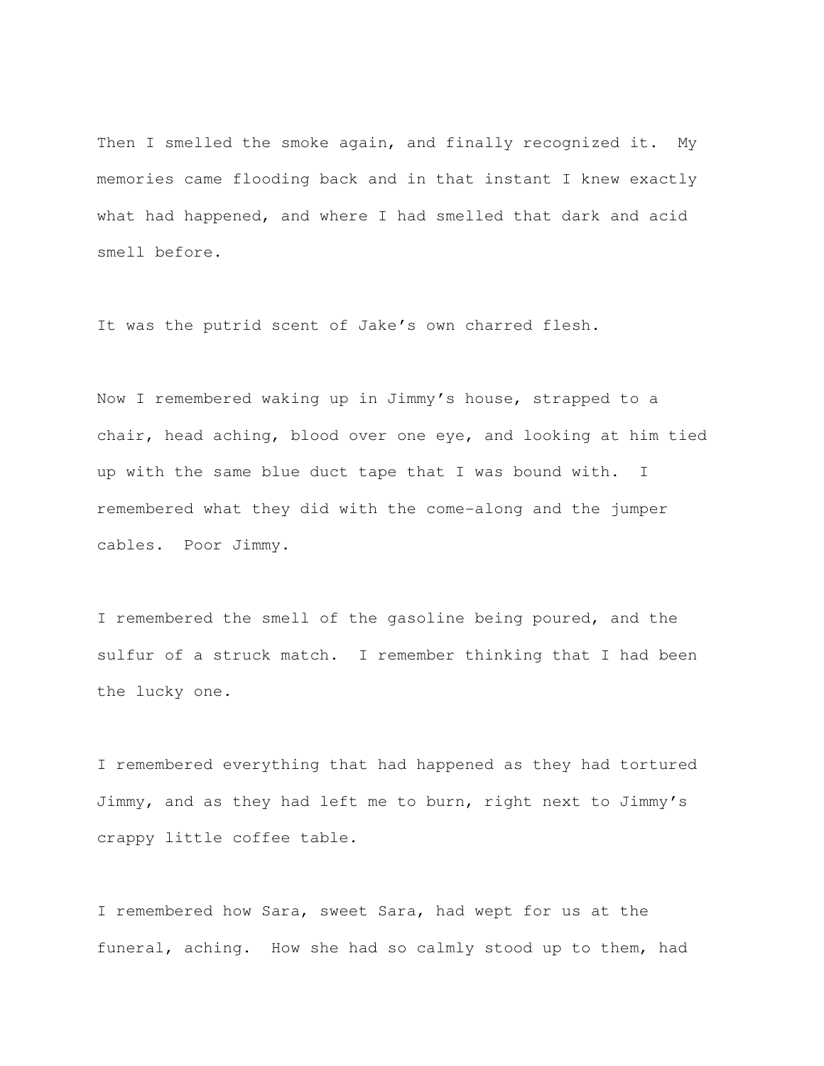Then I smelled the smoke again, and finally recognized it. My memories came flooding back and in that instant I knew exactly what had happened, and where I had smelled that dark and acid smell before.

It was the putrid scent of Jake's own charred flesh.

Now I remembered waking up in Jimmy's house, strapped to a chair, head aching, blood over one eye, and looking at him tied up with the same blue duct tape that I was bound with. I remembered what they did with the come-along and the jumper cables. Poor Jimmy.

I remembered the smell of the gasoline being poured, and the sulfur of a struck match. I remember thinking that I had been the lucky one.

I remembered everything that had happened as they had tortured Jimmy, and as they had left me to burn, right next to Jimmy's crappy little coffee table.

I remembered how Sara, sweet Sara, had wept for us at the funeral, aching. How she had so calmly stood up to them, had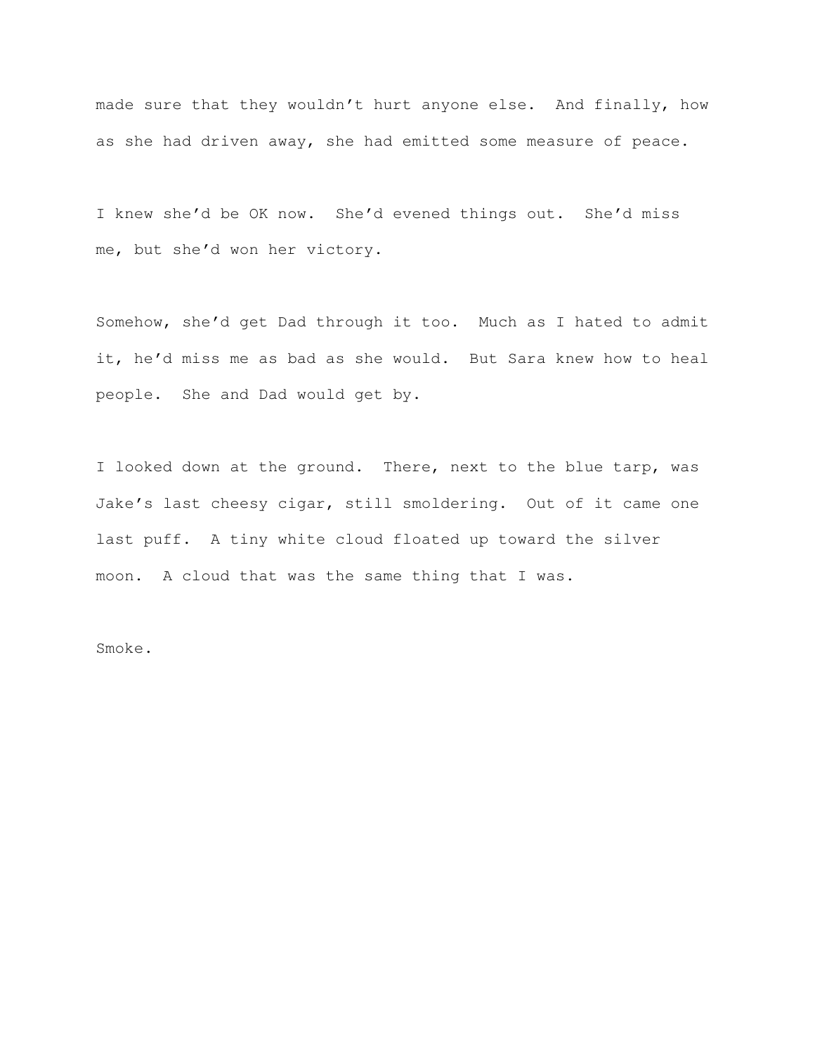made sure that they wouldn't hurt anyone else. And finally, how as she had driven away, she had emitted some measure of peace.

I knew she'd be OK now. She'd evened things out. She'd miss me, but she'd won her victory.

Somehow, she'd get Dad through it too. Much as I hated to admit it, he'd miss me as bad as she would. But Sara knew how to heal people. She and Dad would get by.

I looked down at the ground. There, next to the blue tarp, was Jake's last cheesy cigar, still smoldering. Out of it came one last puff. A tiny white cloud floated up toward the silver moon. A cloud that was the same thing that I was.

Smoke.